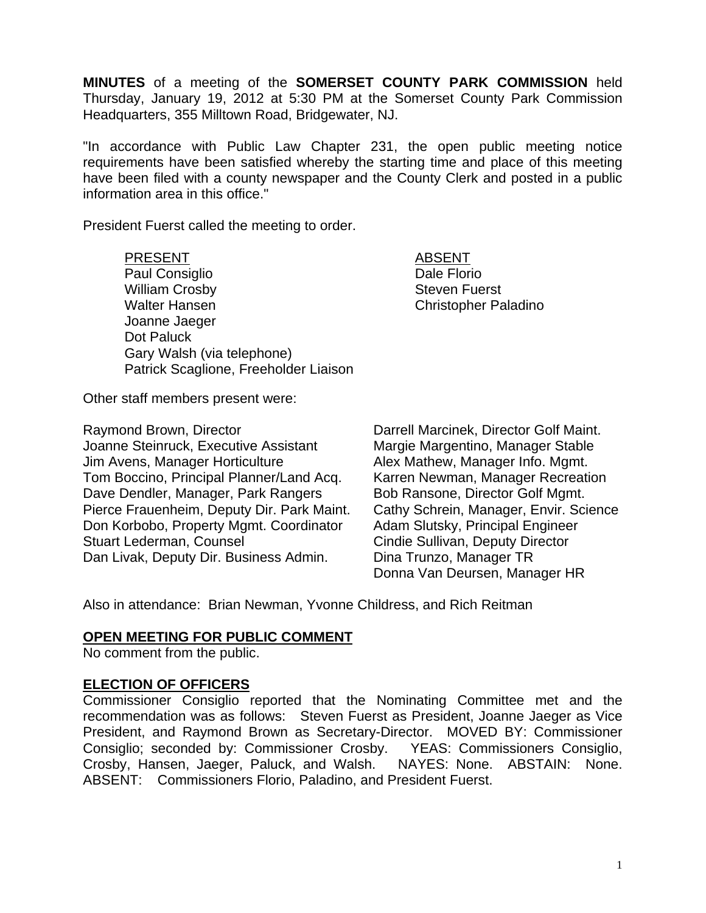**MINUTES** of a meeting of the **SOMERSET COUNTY PARK COMMISSION** held Thursday, January 19, 2012 at 5:30 PM at the Somerset County Park Commission Headquarters, 355 Milltown Road, Bridgewater, NJ.

"In accordance with Public Law Chapter 231, the open public meeting notice requirements have been satisfied whereby the starting time and place of this meeting have been filed with a county newspaper and the County Clerk and posted in a public information area in this office."

President Fuerst called the meeting to order.

| PRESENT | ABSENT |
|---|---|
| Paul Consiglio | Dale Florio |
| William Crosby | Steven Fuerst |
| Walter Hansen | Christopher Paladino |
| Joanne Jaeger | |
| Dot Paluck | |
| Gary Walsh (via telephone) | |
| Patrick Scaglione, Freeholder Liaison | |

Other staff members present were:

Raymond Brown, Director
Joanne Steinruck, Executive Assistant
Jim Avens, Manager Horticulture
Tom Boccino, Principal Planner/Land Acq.
Dave Dendler, Manager, Park Rangers
Pierce Frauenheim, Deputy Dir. Park Maint.
Don Korbobo, Property Mgmt. Coordinator
Stuart Lederman, Counsel
Dan Livak, Deputy Dir. Business Admin.
Darrell Marcinek, Director Golf Maint.
Margie Margentino, Manager Stable
Alex Mathew, Manager Info. Mgmt.
Karren Newman, Manager Recreation
Bob Ransone, Director Golf Mgmt.
Cathy Schrein, Manager, Envir. Science
Adam Slutsky, Principal Engineer
Cindie Sullivan, Deputy Director
Dina Trunzo, Manager TR
Donna Van Deursen, Manager HR

Also in attendance: Brian Newman, Yvonne Childress, and Rich Reitman

## OPEN MEETING FOR PUBLIC COMMENT

No comment from the public.

## ELECTION OF OFFICERS

Commissioner Consiglio reported that the Nominating Committee met and the recommendation was as follows: Steven Fuerst as President, Joanne Jaeger as Vice President, and Raymond Brown as Secretary-Director. MOVED BY: Commissioner Consiglio; seconded by: Commissioner Crosby. YEAS: Commissioners Consiglio, Crosby, Hansen, Jaeger, Paluck, and Walsh. NAYES: None. ABSTAIN: None. ABSENT: Commissioners Florio, Paladino, and President Fuerst.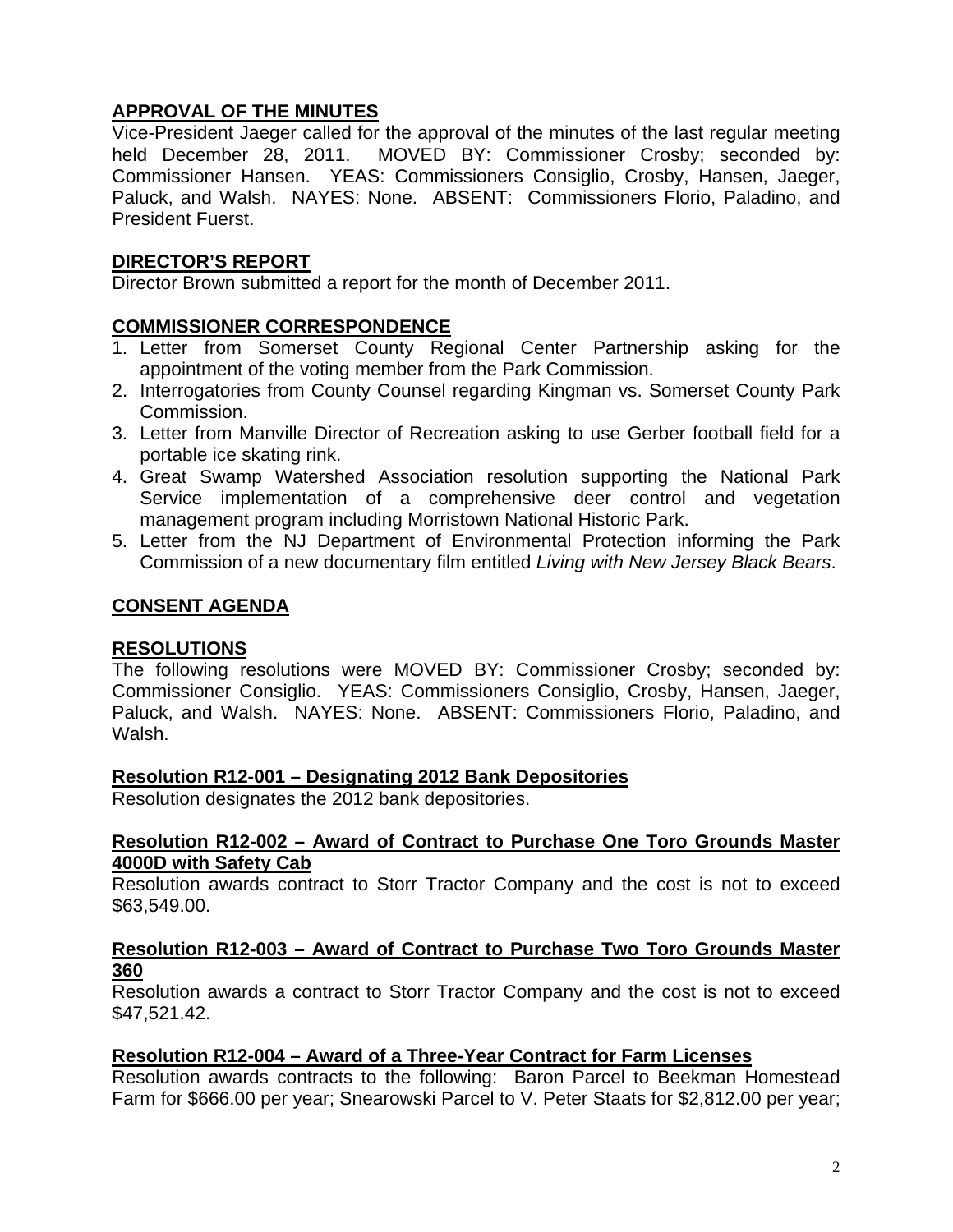**APPROVAL OF THE MINUTES**

Vice-President Jaeger called for the approval of the minutes of the last regular meeting held December 28, 2011. MOVED BY: Commissioner Crosby; seconded by: Commissioner Hansen. YEAS: Commissioners Consiglio, Crosby, Hansen, Jaeger, Paluck, and Walsh. NAYES: None. ABSENT: Commissioners Florio, Paladino, and President Fuerst.

**DIRECTOR'S REPORT**

Director Brown submitted a report for the month of December 2011.

**COMMISSIONER CORRESPONDENCE**

1. Letter from Somerset County Regional Center Partnership asking for the appointment of the voting member from the Park Commission.
2. Interrogatories from County Counsel regarding Kingman vs. Somerset County Park Commission.
3. Letter from Manville Director of Recreation asking to use Gerber football field for a portable ice skating rink.
4. Great Swamp Watershed Association resolution supporting the National Park Service implementation of a comprehensive deer control and vegetation management program including Morristown National Historic Park.
5. Letter from the NJ Department of Environmental Protection informing the Park Commission of a new documentary film entitled *Living with New Jersey Black Bears*.

**CONSENT AGENDA**

**RESOLUTIONS**

The following resolutions were MOVED BY: Commissioner Crosby; seconded by: Commissioner Consiglio. YEAS: Commissioners Consiglio, Crosby, Hansen, Jaeger, Paluck, and Walsh. NAYES: None. ABSENT: Commissioners Florio, Paladino, and Walsh.

**Resolution R12-001 – Designating 2012 Bank Depositories**

Resolution designates the 2012 bank depositories.

**Resolution R12-002 – Award of Contract to Purchase One Toro Grounds Master 4000D with Safety Cab**

Resolution awards contract to Storr Tractor Company and the cost is not to exceed $63,549.00.

**Resolution R12-003 – Award of Contract to Purchase Two Toro Grounds Master 360**

Resolution awards a contract to Storr Tractor Company and the cost is not to exceed $47,521.42.

**Resolution R12-004 – Award of a Three-Year Contract for Farm Licenses**

Resolution awards contracts to the following: Baron Parcel to Beekman Homestead Farm for $666.00 per year; Snearowski Parcel to V. Peter Staats for $2,812.00 per year;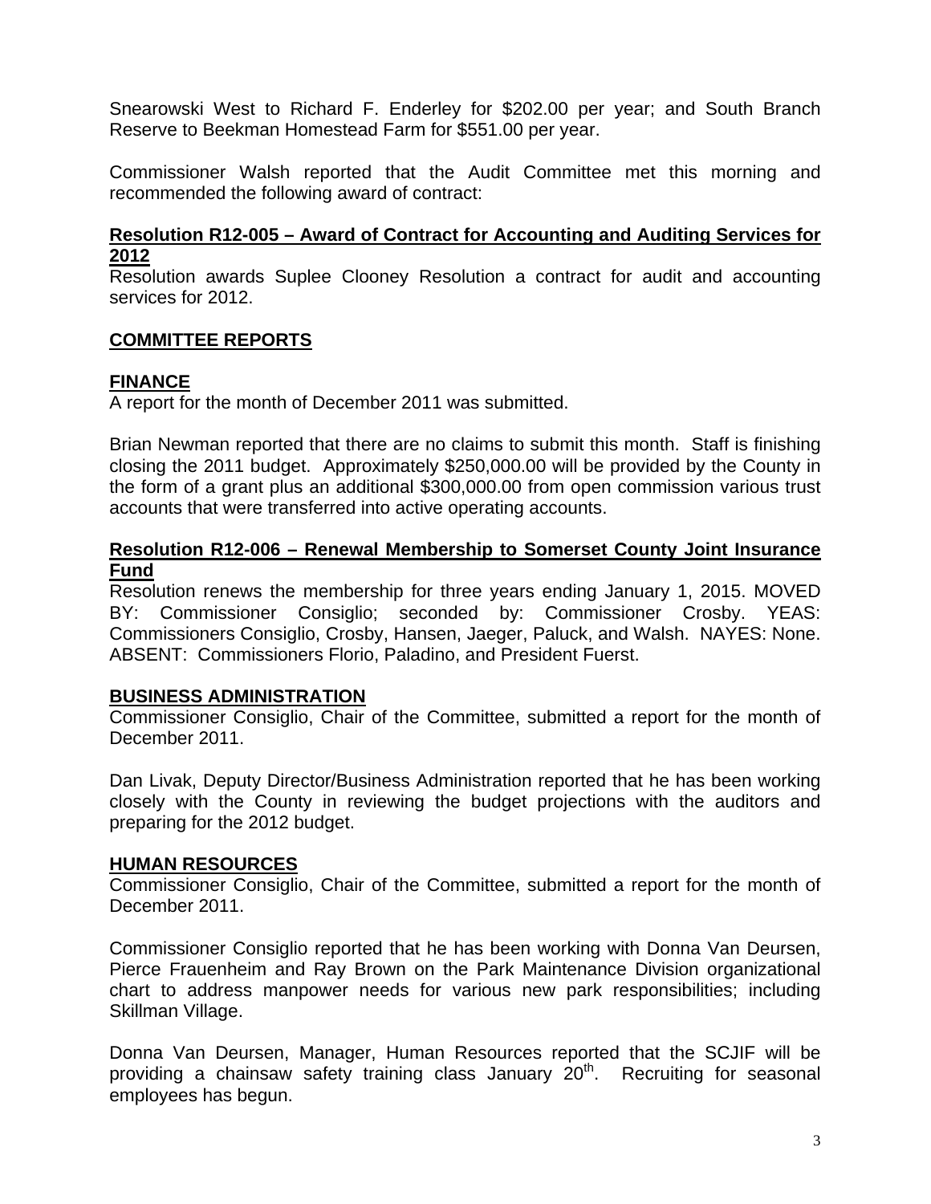Snearowski West to Richard F. Enderley for $202.00 per year; and South Branch Reserve to Beekman Homestead Farm for $551.00 per year.

Commissioner Walsh reported that the Audit Committee met this morning and recommended the following award of contract:

**Resolution R12-005 – Award of Contract for Accounting and Auditing Services for 2012**

Resolution awards Suplee Clooney Resolution a contract for audit and accounting services for 2012.

## COMMITTEE REPORTS

### FINANCE

A report for the month of December 2011 was submitted.

Brian Newman reported that there are no claims to submit this month. Staff is finishing closing the 2011 budget. Approximately $250,000.00 will be provided by the County in the form of a grant plus an additional $300,000.00 from open commission various trust accounts that were transferred into active operating accounts.

**Resolution R12-006 – Renewal Membership to Somerset County Joint Insurance Fund**

Resolution renews the membership for three years ending January 1, 2015. MOVED BY: Commissioner Consiglio; seconded by: Commissioner Crosby. YEAS: Commissioners Consiglio, Crosby, Hansen, Jaeger, Paluck, and Walsh. NAYES: None. ABSENT: Commissioners Florio, Paladino, and President Fuerst.

### BUSINESS ADMINISTRATION

Commissioner Consiglio, Chair of the Committee, submitted a report for the month of December 2011.

Dan Livak, Deputy Director/Business Administration reported that he has been working closely with the County in reviewing the budget projections with the auditors and preparing for the 2012 budget.

### HUMAN RESOURCES

Commissioner Consiglio, Chair of the Committee, submitted a report for the month of December 2011.

Commissioner Consiglio reported that he has been working with Donna Van Deursen, Pierce Frauenheim and Ray Brown on the Park Maintenance Division organizational chart to address manpower needs for various new park responsibilities; including Skillman Village.

Donna Van Deursen, Manager, Human Resources reported that the SCJIF will be providing a chainsaw safety training class January 20th. Recruiting for seasonal employees has begun.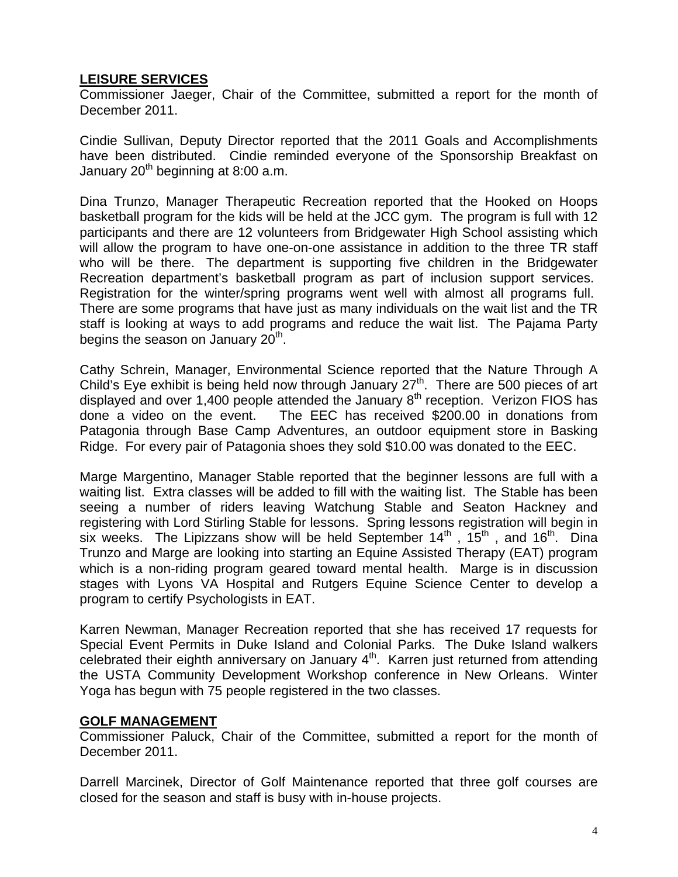## LEISURE SERVICES

Commissioner Jaeger, Chair of the Committee, submitted a report for the month of December 2011.

Cindie Sullivan, Deputy Director reported that the 2011 Goals and Accomplishments have been distributed. Cindie reminded everyone of the Sponsorship Breakfast on January 20th beginning at 8:00 a.m.

Dina Trunzo, Manager Therapeutic Recreation reported that the Hooked on Hoops basketball program for the kids will be held at the JCC gym. The program is full with 12 participants and there are 12 volunteers from Bridgewater High School assisting which will allow the program to have one-on-one assistance in addition to the three TR staff who will be there. The department is supporting five children in the Bridgewater Recreation department's basketball program as part of inclusion support services. Registration for the winter/spring programs went well with almost all programs full. There are some programs that have just as many individuals on the wait list and the TR staff is looking at ways to add programs and reduce the wait list. The Pajama Party begins the season on January 20th.

Cathy Schrein, Manager, Environmental Science reported that the Nature Through A Child's Eye exhibit is being held now through January 27th. There are 500 pieces of art displayed and over 1,400 people attended the January 8th reception. Verizon FIOS has done a video on the event. The EEC has received $200.00 in donations from Patagonia through Base Camp Adventures, an outdoor equipment store in Basking Ridge. For every pair of Patagonia shoes they sold $10.00 was donated to the EEC.

Marge Margentino, Manager Stable reported that the beginner lessons are full with a waiting list. Extra classes will be added to fill with the waiting list. The Stable has been seeing a number of riders leaving Watchung Stable and Seaton Hackney and registering with Lord Stirling Stable for lessons. Spring lessons registration will begin in six weeks. The Lipizzans show will be held September 14th , 15th , and 16th. Dina Trunzo and Marge are looking into starting an Equine Assisted Therapy (EAT) program which is a non-riding program geared toward mental health. Marge is in discussion stages with Lyons VA Hospital and Rutgers Equine Science Center to develop a program to certify Psychologists in EAT.

Karren Newman, Manager Recreation reported that she has received 17 requests for Special Event Permits in Duke Island and Colonial Parks. The Duke Island walkers celebrated their eighth anniversary on January 4th. Karren just returned from attending the USTA Community Development Workshop conference in New Orleans. Winter Yoga has begun with 75 people registered in the two classes.

## GOLF MANAGEMENT

Commissioner Paluck, Chair of the Committee, submitted a report for the month of December 2011.

Darrell Marcinek, Director of Golf Maintenance reported that three golf courses are closed for the season and staff is busy with in-house projects.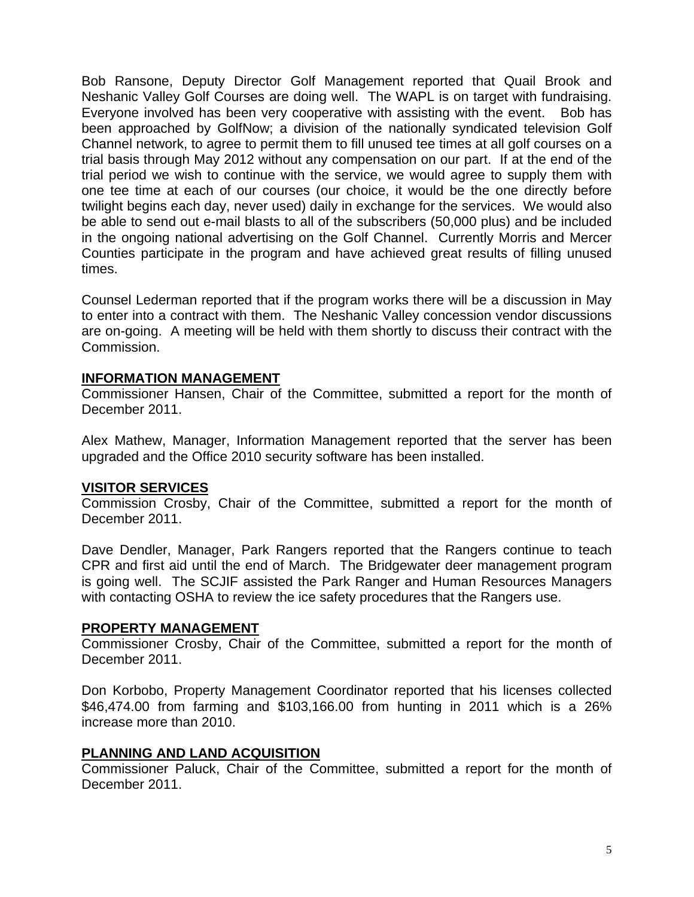Bob Ransone, Deputy Director Golf Management reported that Quail Brook and Neshanic Valley Golf Courses are doing well. The WAPL is on target with fundraising. Everyone involved has been very cooperative with assisting with the event. Bob has been approached by GolfNow; a division of the nationally syndicated television Golf Channel network, to agree to permit them to fill unused tee times at all golf courses on a trial basis through May 2012 without any compensation on our part. If at the end of the trial period we wish to continue with the service, we would agree to supply them with one tee time at each of our courses (our choice, it would be the one directly before twilight begins each day, never used) daily in exchange for the services. We would also be able to send out e-mail blasts to all of the subscribers (50,000 plus) and be included in the ongoing national advertising on the Golf Channel. Currently Morris and Mercer Counties participate in the program and have achieved great results of filling unused times.

Counsel Lederman reported that if the program works there will be a discussion in May to enter into a contract with them. The Neshanic Valley concession vendor discussions are on-going. A meeting will be held with them shortly to discuss their contract with the Commission.

## INFORMATION MANAGEMENT

Commissioner Hansen, Chair of the Committee, submitted a report for the month of December 2011.

Alex Mathew, Manager, Information Management reported that the server has been upgraded and the Office 2010 security software has been installed.

## VISITOR SERVICES

Commission Crosby, Chair of the Committee, submitted a report for the month of December 2011.

Dave Dendler, Manager, Park Rangers reported that the Rangers continue to teach CPR and first aid until the end of March. The Bridgewater deer management program is going well. The SCJIF assisted the Park Ranger and Human Resources Managers with contacting OSHA to review the ice safety procedures that the Rangers use.

## PROPERTY MANAGEMENT

Commissioner Crosby, Chair of the Committee, submitted a report for the month of December 2011.

Don Korbobo, Property Management Coordinator reported that his licenses collected $46,474.00 from farming and $103,166.00 from hunting in 2011 which is a 26% increase more than 2010.

## PLANNING AND LAND ACQUISITION

Commissioner Paluck, Chair of the Committee, submitted a report for the month of December 2011.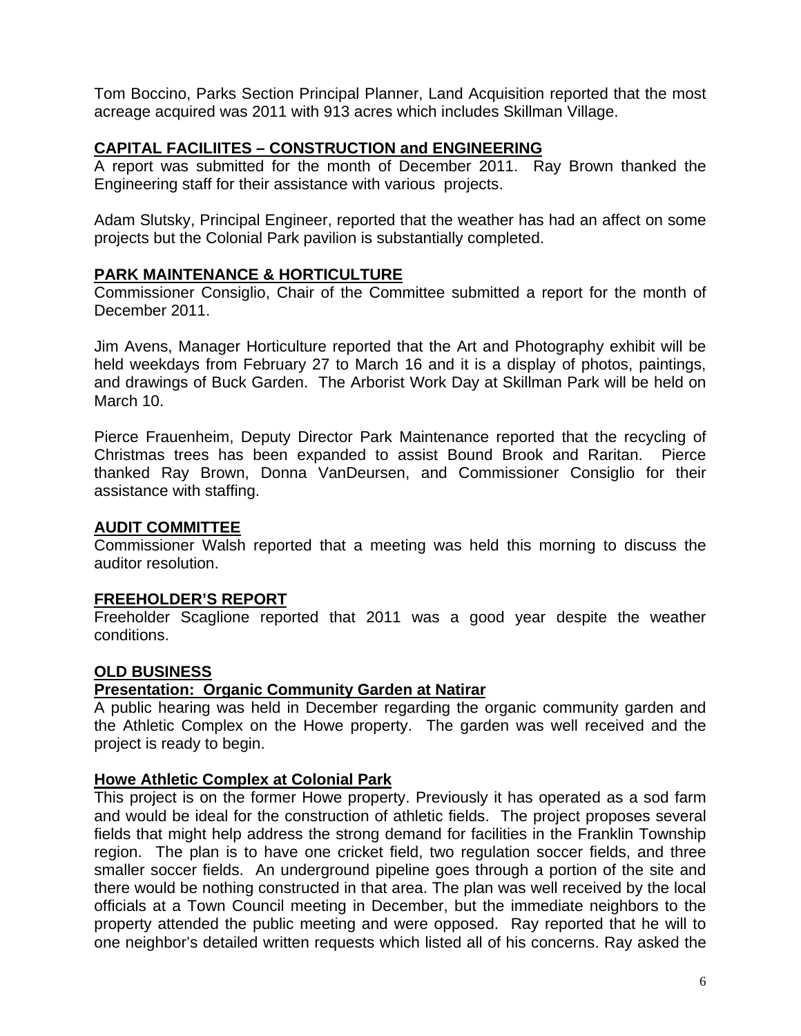Tom Boccino, Parks Section Principal Planner, Land Acquisition reported that the most acreage acquired was 2011 with 913 acres which includes Skillman Village.

## CAPITAL FACILIITES – CONSTRUCTION and ENGINEERING

A report was submitted for the month of December 2011. Ray Brown thanked the Engineering staff for their assistance with various projects.

Adam Slutsky, Principal Engineer, reported that the weather has had an affect on some projects but the Colonial Park pavilion is substantially completed.

## PARK MAINTENANCE & HORTICULTURE

Commissioner Consiglio, Chair of the Committee submitted a report for the month of December 2011.

Jim Avens, Manager Horticulture reported that the Art and Photography exhibit will be held weekdays from February 27 to March 16 and it is a display of photos, paintings, and drawings of Buck Garden. The Arborist Work Day at Skillman Park will be held on March 10.

Pierce Frauenheim, Deputy Director Park Maintenance reported that the recycling of Christmas trees has been expanded to assist Bound Brook and Raritan. Pierce thanked Ray Brown, Donna VanDeursen, and Commissioner Consiglio for their assistance with staffing.

## AUDIT COMMITTEE

Commissioner Walsh reported that a meeting was held this morning to discuss the auditor resolution.

## FREEHOLDER'S REPORT

Freeholder Scaglione reported that 2011 was a good year despite the weather conditions.

## OLD BUSINESS

### Presentation: Organic Community Garden at Natirar

A public hearing was held in December regarding the organic community garden and the Athletic Complex on the Howe property. The garden was well received and the project is ready to begin.

### Howe Athletic Complex at Colonial Park

This project is on the former Howe property. Previously it has operated as a sod farm and would be ideal for the construction of athletic fields. The project proposes several fields that might help address the strong demand for facilities in the Franklin Township region. The plan is to have one cricket field, two regulation soccer fields, and three smaller soccer fields. An underground pipeline goes through a portion of the site and there would be nothing constructed in that area. The plan was well received by the local officials at a Town Council meeting in December, but the immediate neighbors to the property attended the public meeting and were opposed. Ray reported that he will to one neighbor's detailed written requests which listed all of his concerns. Ray asked the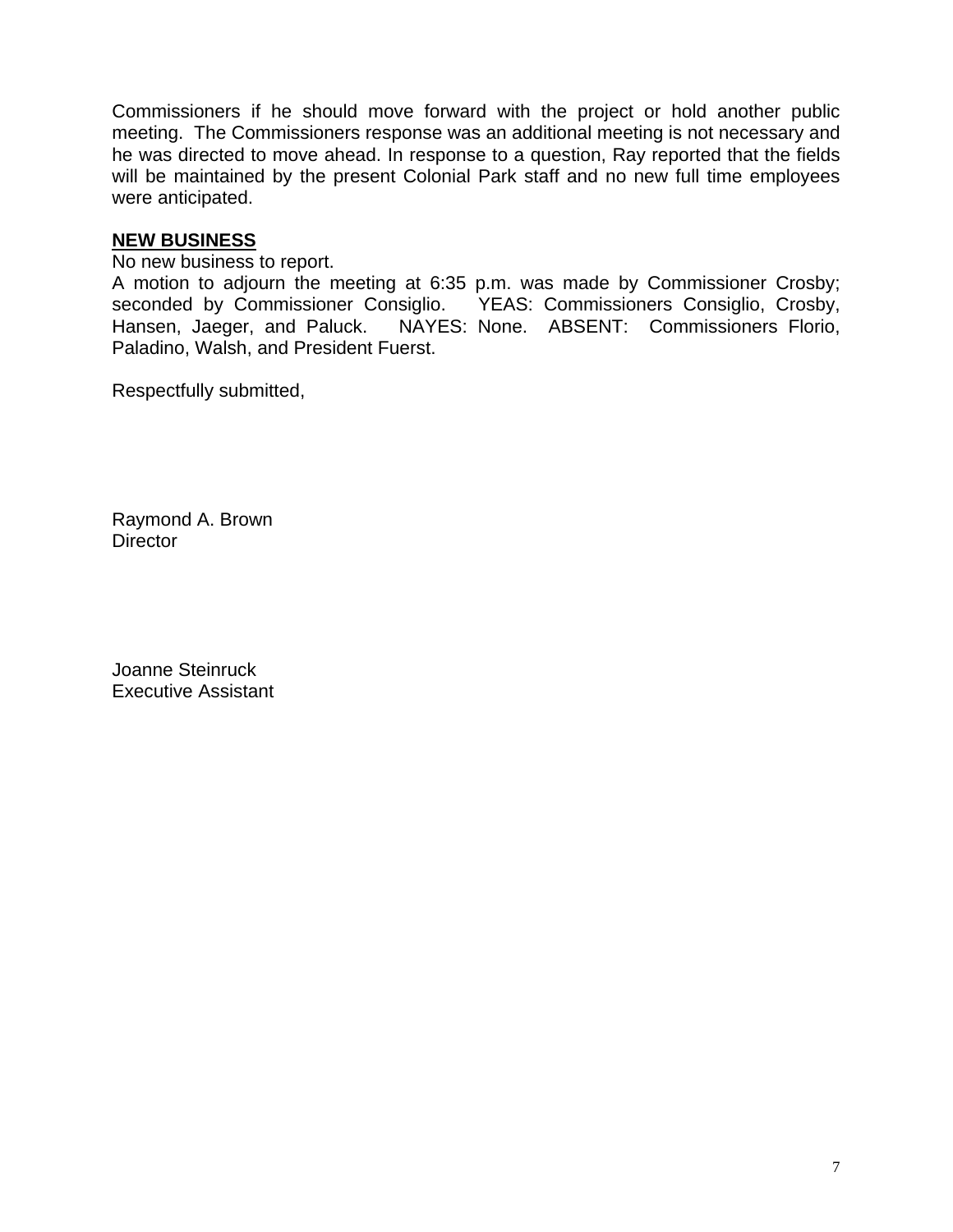Commissioners if he should move forward with the project or hold another public meeting. The Commissioners response was an additional meeting is not necessary and he was directed to move ahead. In response to a question, Ray reported that the fields will be maintained by the present Colonial Park staff and no new full time employees were anticipated.

**NEW BUSINESS**

No new business to report.

A motion to adjourn the meeting at 6:35 p.m. was made by Commissioner Crosby; seconded by Commissioner Consiglio. YEAS: Commissioners Consiglio, Crosby, Hansen, Jaeger, and Paluck. NAYES: None. ABSENT: Commissioners Florio, Paladino, Walsh, and President Fuerst.

Respectfully submitted,

Raymond A. Brown
Director

Joanne Steinruck
Executive Assistant